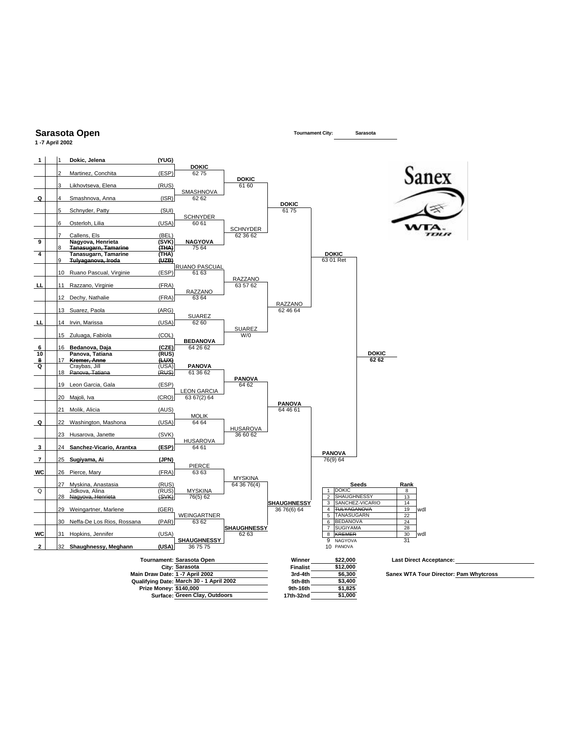# Sarasota Open

**1 -7 April 2002**

**Tournament City:** Sarasota

| Seed | # | Player | Country | Round 2 | Round 3 | Quarterfinals | Semifinals | Final | Winner |
|---|---|---|---|---|---|---|---|---|---|
| 1 | 1 | **Dokic, Jelena** | **(YUG)** | **DOKIC** 62 75 | **DOKIC** 61 60 | **DOKIC** 61 75 | **DOKIC** 63 01 Ret | **DOKIC** 62 62 | **DOKIC** 62 62 |
| | 2 | Martinez, Conchita | (ESP) | | | | | | |
| | 3 | Likhovtseva, Elena | (RUS) | SMASHNOVA 62 62 | | | | | |
| Q | 4 | Smashnova, Anna | (ISR) | | | | | | |
| | 5 | Schnyder, Patty | (SUI) | SCHNYDER 60 61 | SCHNYDER 62 36 62 | | | | |
| | 6 | Osterloh, Lilia | (USA) | | | | | | |
| | 7 | Callens, Els | (BEL) | **NAGYOVA** 75 64 | | | | | |
| 9 | 8 | **Nagyova, Henrieta** / ~~Tanasugarn, Tamarine~~ | **(SVK)** / ~~(THA)~~ | | | | | | |
| 4 | 9 | **Tanasugarn, Tamarine** / ~~Tulyaganova, Iroda~~ | **(THA)** / ~~(UZB)~~ | RUANO PASCUAL 61 63 | RAZZANO 63 57 62 | RAZZANO 62 46 64 | | | |
| | 10 | Ruano Pascual, Virginie | (ESP) | | | | | | |
| LL | 11 | Razzano, Virginie | (FRA) | RAZZANO 63 64 | | | | | |
| | 12 | Dechy, Nathalie | (FRA) | | | | | | |
| | 13 | Suarez, Paola | (ARG) | SUAREZ 62 60 | SUAREZ W/0 | | | | |
| LL | 14 | Irvin, Marissa | (USA) | | | | | | |
| | 15 | Zuluaga, Fabiola | (COL) | **BEDANOVA** 64 26 62 | | | | | |
| 6 | 16 | **Bedanova, Daja** | **(CZE)** | | | | | | |
| 10 / ~~8~~ | 17 | **Panova, Tatiana** / ~~Kremer, Anne~~ | **(RUS)** / ~~(LUX)~~ | **PANOVA** 61 36 62 | **PANOVA** 64 62 | **PANOVA** 64 46 61 | **PANOVA** 76(9) 64 | | |
| Q | 18 | Craybas, Jill / ~~Panova, Tatiana~~ | (USA) / ~~(RUS)~~ | | | | | | |
| | 19 | Leon Garcia, Gala | (ESP) | LEON GARCIA 63 67(2) 64 | | | | | |
| | 20 | Majoli, Iva | (CRO) | | | | | | |
| | 21 | Molik, Alicia | (AUS) | MOLIK 64 64 | HUSAROVA 36 60 62 | | | | |
| Q | 22 | Washington, Mashona | (USA) | | | | | | |
| | 23 | Husarova, Janette | (SVK) | HUSAROVA 64 61 | | | | | |
| 3 | 24 | **Sanchez-Vicario, Arantxa** | **(ESP)** | | | | | | |
| 7 | 25 | **Sugiyama, Ai** | **(JPN)** | PIERCE 63 63 | MYSKINA 64 36 76(4) | **SHAUGHNESSY** 36 76(6) 64 | | | |
| WC | 26 | Pierce, Mary | (FRA) | | | | | | |
| | 27 | Myskina, Anastasia | (RUS) | MYSKINA 76(5) 62 | | | | | |
| Q | 28 | Jidkova, Alina / ~~Nagyova, Henrieta~~ | (RUS) / ~~(SVK)~~ | | | | | | |
| | 29 | Weingartner, Marlene | (GER) | WEINGARTNER 63 62 | **SHAUGHNESSY** 62 63 | | | | |
| | 30 | Neffa-De Los Rios, Rossana | (PAR) | | | | | | |
| WC | 31 | Hopkins, Jennifer | (USA) | **SHAUGHNESSY** 36 75 75 | | | | | |
| 2 | 32 | **Shaughnessy, Meghann** | **(USA)** | | | | | | |

| Seeds | | Rank | |
|---|---|---|---|
| 1 | DOKIC | 8 | |
| 2 | SHAUGHNESSY | 13 | |
| 3 | SANCHEZ-VICARIO | 14 | |
| 4 | ~~TULYAGANOVA~~ | 19 | wdl |
| 5 | TANASUGARN | 22 | |
| 6 | BEDANOVA | 24 | |
| 7 | SUGIYAMA | 28 | |
| 8 | ~~KREMER~~ | 30 | wdl |
| 9 | NAGYOVA | 31 | |
| 10 | PANOVA | | |

**Tournament:** Sarasota Open
**City:** Sarasota
**Main Draw Date:** 1 -7 April 2002
**Qualifying Date:** March 30 - 1 April 2002
**Prize Money:** $140,000
**Surface:** Green Clay, Outdoors

| | |
|---|---|
| **Winner** | **$22,000** |
| **Finalist** | **$12,000** |
| **3rd-4th** | **$6,300** |
| **5th-8th** | **$3,400** |
| **9th-16th** | **$1,825** |
| **17th-32nd** | **$1,000** |

**Last Direct Acceptance:**

**Sanex WTA Tour Director:** Pam Whytcross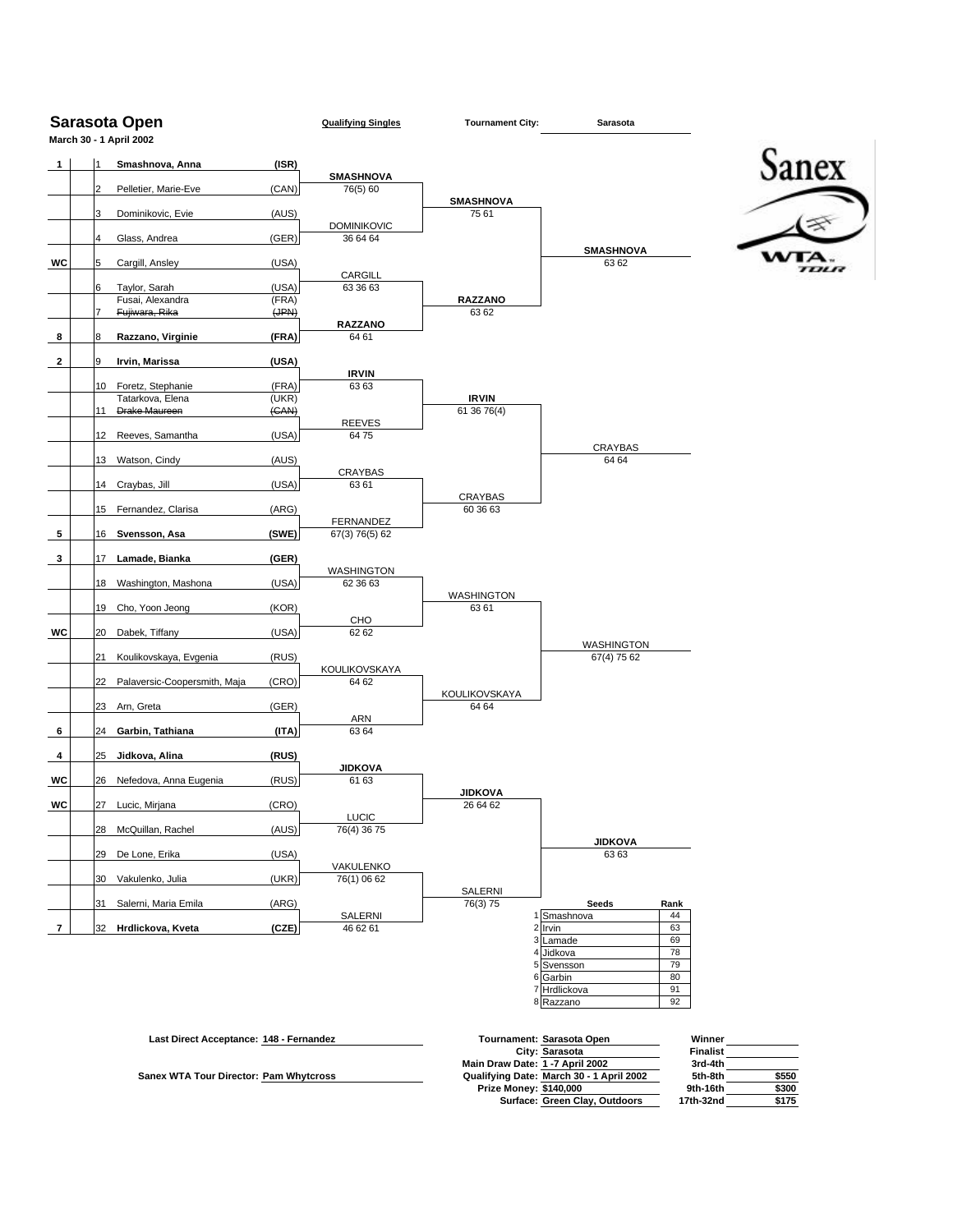# Sarasota Open

**March 30 - 1 April 2002**

**Qualifying Singles** | **Tournament City:** Sarasota

| Seed | # | Player | Country | Round 1 | Round 2 | Qualifiers |
|---|---|---|---|---|---|---|
| 1 | 1 | **Smashnova, Anna** | **(ISR)** | **SMASHNOVA** 76(5) 60 | **SMASHNOVA** 75 61 | **SMASHNOVA** 63 62 |
| | 2 | Pelletier, Marie-Eve | (CAN) | | | |
| | 3 | Dominikovic, Evie | (AUS) | DOMINIKOVIC 36 64 64 | | |
| | 4 | Glass, Andrea | (GER) | | | |
| WC | 5 | Cargill, Ansley | (USA) | CARGILL 63 36 63 | **RAZZANO** 63 62 | |
| | 6 | Taylor, Sarah | (USA) | | | |
| | 7 | Fusai, Alexandra / ~~Fujiwara, Rika~~ | (FRA) / ~~(JPN)~~ | **RAZZANO** 64 61 | | |
| 8 | 8 | **Razzano, Virginie** | **(FRA)** | | | |
| 2 | 9 | **Irvin, Marissa** | **(USA)** | **IRVIN** 63 63 | **IRVIN** 61 36 76(4) | CRAYBAS 64 64 |
| | 10 | Foretz, Stephanie | (FRA) | | | |
| | 11 | Tatarkova, Elena / ~~Drake Maureen~~ | (UKR) / ~~(CAN)~~ | REEVES 64 75 | | |
| | 12 | Reeves, Samantha | (USA) | | | |
| | 13 | Watson, Cindy | (AUS) | CRAYBAS 63 61 | CRAYBAS 60 36 63 | |
| | 14 | Craybas, Jill | (USA) | | | |
| | 15 | Fernandez, Clarisa | (ARG) | FERNANDEZ 67(3) 76(5) 62 | | |
| 5 | 16 | **Svensson, Asa** | **(SWE)** | | | |
| 3 | 17 | **Lamade, Bianka** | **(GER)** | WASHINGTON 62 36 63 | WASHINGTON 63 61 | WASHINGTON 67(4) 75 62 |
| | 18 | Washington, Mashona | (USA) | | | |
| | 19 | Cho, Yoon Jeong | (KOR) | CHO 62 62 | | |
| WC | 20 | Dabek, Tiffany | (USA) | | | |
| | 21 | Koulikovskaya, Evgenia | (RUS) | KOULIKOVSKAYA 64 62 | KOULIKOVSKAYA 64 64 | |
| | 22 | Palaversic-Coopersmith, Maja | (CRO) | | | |
| | 23 | Arn, Greta | (GER) | ARN 63 64 | | |
| 6 | 24 | **Garbin, Tathiana** | **(ITA)** | | | |
| 4 | 25 | **Jidkova, Alina** | **(RUS)** | **JIDKOVA** 61 63 | **JIDKOVA** 26 64 62 | **JIDKOVA** 63 63 |
| WC | 26 | Nefedova, Anna Eugenia | (RUS) | | | |
| WC | 27 | Lucic, Mirjana | (CRO) | LUCIC 76(4) 36 75 | | |
| | 28 | McQuillan, Rachel | (AUS) | | | |
| | 29 | De Lone, Erika | (USA) | VAKULENKO 76(1) 06 62 | SALERNI 76(3) 75 | |
| | 30 | Vakulenko, Julia | (UKR) | | | |
| | 31 | Salerni, Maria Emila | (ARG) | SALERNI 46 62 61 | | |
| 7 | 32 | **Hrdlickova, Kveta** | **(CZE)** | | | |

| | Seeds | Rank |
|---|---|---|
| 1 | Smashnova | 44 |
| 2 | Irvin | 63 |
| 3 | Lamade | 69 |
| 4 | Jidkova | 78 |
| 5 | Svensson | 79 |
| 6 | Garbin | 80 |
| 7 | Hrdlickova | 91 |
| 8 | Razzano | 92 |

**Last Direct Acceptance:** 148 - Fernandez

**Sanex WTA Tour Director:** Pam Whytcross

**Tournament:** Sarasota Open
**City:** Sarasota
**Main Draw Date:** 1 -7 April 2002
**Qualifying Date:** March 30 - 1 April 2002
**Prize Money:** $140,000
**Surface:** Green Clay, Outdoors

| Round | Prize |
|---|---|
| Winner | |
| Finalist | |
| 3rd-4th | |
| 5th-8th | $550 |
| 9th-16th | $300 |
| 17th-32nd | $175 |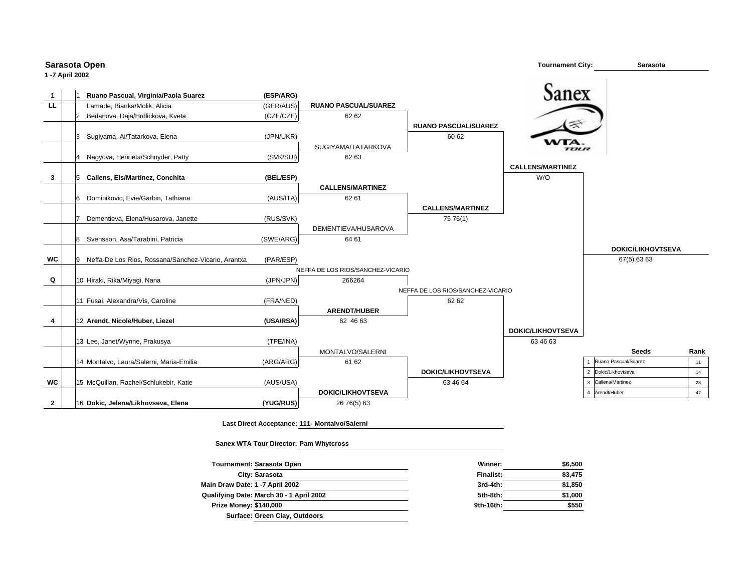**Sarasota Open**

**1 -7 April 2002**

Tournament City: **Sarasota**

Sanex WTA Tour

| Seed | No. | Players | Nation | Round 2 | Quarterfinals | Semifinals | Final |
|---|---|---|---|---|---|---|---|
| 1 | 1 | **Ruano Pascual, Virginia/Paola Suarez** | **(ESP/ARG)** | | | | |
| LL | | Lamade, Bianka/Molik, Alicia | (GER/AUS) | **RUANO PASCUAL/SUAREZ** 62 62 | | | |
| | 2 | ~~Bedanova, Daja/Hrdlickova, Kveta~~ | ~~(CZE/CZE)~~ | | **RUANO PASCUAL/SUAREZ** 60 62 | | |
| | 3 | Sugiyama, Ai/Tatarkova, Elena | (JPN/UKR) | | | | |
| | 4 | Nagyova, Henrieta/Schnyder, Patty | (SVK/SUI) | SUGIYAMA/TATARKOVA 62 63 | | **CALLENS/MARTINEZ** W/O | |
| 3 | 5 | **Callens, Els/Martinez, Conchita** | **(BEL/ESP)** | | | | |
| | 6 | Dominikovic, Evie/Garbin, Tathiana | (AUS/ITA) | **CALLENS/MARTINEZ** 62 61 | | | |
| | 7 | Dementieva, Elena/Husarova, Janette | (RUS/SVK) | | **CALLENS/MARTINEZ** 75 76(1) | | |
| | 8 | Svensson, Asa/Tarabini, Patricia | (SWE/ARG) | DEMENTIEVA/HUSAROVA 64 61 | | | **DOKIC/LIKHOVTSEVA** 67(5) 63 63 |
| WC | 9 | Neffa-De Los Rios, Rossana/Sanchez-Vicario, Arantxa | (PAR/ESP) | | | | |
| Q | 10 | Hiraki, Rika/Miyagi, Nana | (JPN/JPN) | NEFFA DE LOS RIOS/SANCHEZ-VICARIO 266264 | | | |
| | 11 | Fusai, Alexandra/Vis, Caroline | (FRA/NED) | | NEFFA DE LOS RIOS/SANCHEZ-VICARIO 62 62 | | |
| 4 | 12 | **Arendt, Nicole/Huber, Liezel** | **(USA/RSA)** | **ARENDT/HUBER** 62 46 63 | | | |
| | 13 | Lee, Janet/Wynne, Prakusya | (TPE/INA) | | | **DOKIC/LIKHOVTSEVA** 63 46 63 | |
| | 14 | Montalvo, Laura/Salerni, Maria-Emilia | (ARG/ARG) | MONTALVO/SALERNI 61 62 | | | |
| WC | 15 | McQuillan, Rachel/Schlukebir, Katie | (AUS/USA) | | **DOKIC/LIKHOVTSEVA** 63 46 64 | | |
| 2 | 16 | **Dokic, Jelena/Likhovseva, Elena** | **(YUG/RUS)** | **DOKIC/LIKHOVTSEVA** 26 76(5) 63 | | | |

| | Seeds | Rank |
|---|---|---|
| 1 | Ruano-Pascual/Suarez | 11 |
| 2 | Dokic/Likhovtseva | 14 |
| 3 | Callens/Martinez | 28 |
| 4 | Arendt/Huber | 47 |

**Last Direct Acceptance: 111- Montalvo/Salerni**

**Sanex WTA Tour Director: Pam Whytcross**

**Tournament:** Sarasota Open
**City:** Sarasota
**Main Draw Date:** 1 -7 April 2002
**Qualifying Date:** March 30 - 1 April 2002
**Prize Money:** $140,000
**Surface:** Green Clay, Outdoors

| | |
|---|---|
| Winner: | $6,500 |
| Finalist: | $3,475 |
| 3rd-4th: | $1,850 |
| 5th-8th: | $1,000 |
| 9th-16th: | $550 |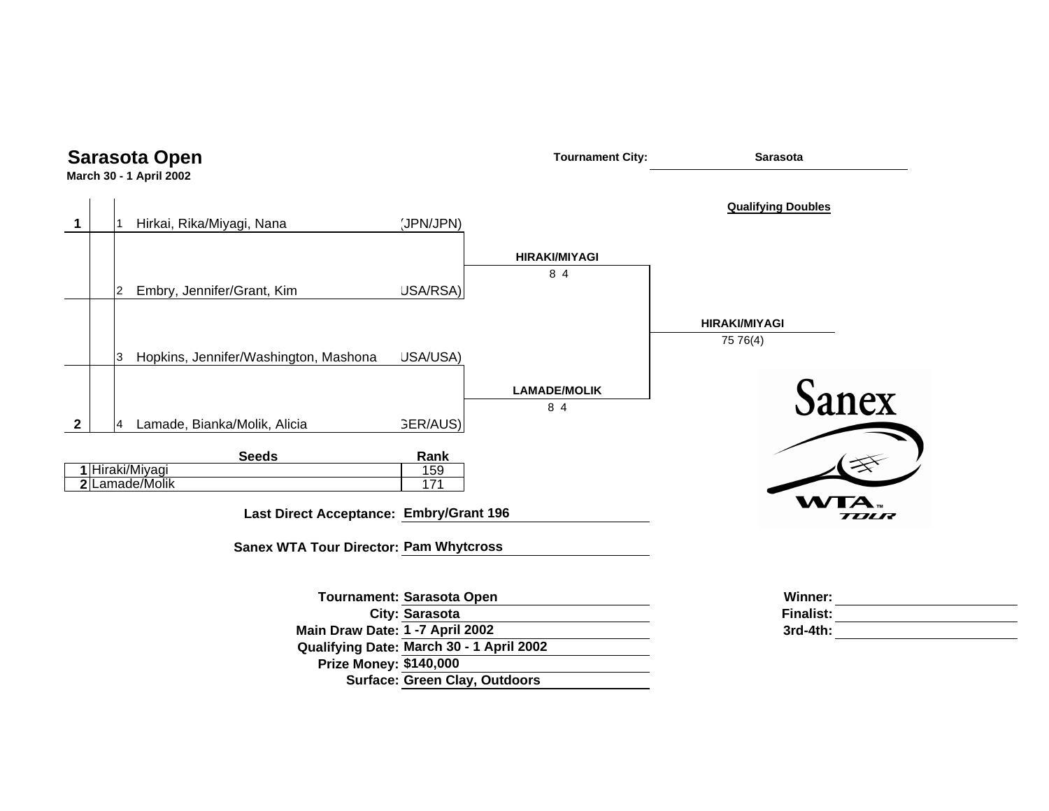# Sarasota Open

**March 30 - 1 April 2002**

**Tournament City:** Sarasota

**Qualifying Doubles**

| Seed | | # | Player | Country | Round 1 | Qualifier |
|---|---|---|---|---|---|---|
| 1 | | 1 | Hirkai, Rika/Miyagi, Nana | (JPN/JPN) | | |
| | | | | | **HIRAKI/MIYAGI** 8 4 | |
| | | 2 | Embry, Jennifer/Grant, Kim | (USA/RSA) | | |
| | | | | | | **HIRAKI/MIYAGI** 75 76(4) |
| | | 3 | Hopkins, Jennifer/Washington, Mashona | (USA/USA) | | |
| | | | | | **LAMADE/MOLIK** 8 4 | |
| 2 | | 4 | Lamade, Bianka/Molik, Alicia | (GER/AUS) | | |

| | Seeds | Rank |
|---|---|---|
| 1 | Hiraki/Miyagi | 159 |
| 2 | Lamade/Molik | 171 |

**Last Direct Acceptance:** Embry/Grant 196

**Sanex WTA Tour Director:** Pam Whytcross

**Tournament:** Sarasota Open
**City:** Sarasota
**Main Draw Date:** 1 -7 April 2002
**Qualifying Date:** March 30 - 1 April 2002
**Prize Money:** $140,000
**Surface:** Green Clay, Outdoors

**Winner:**
**Finalist:**
**3rd-4th:**